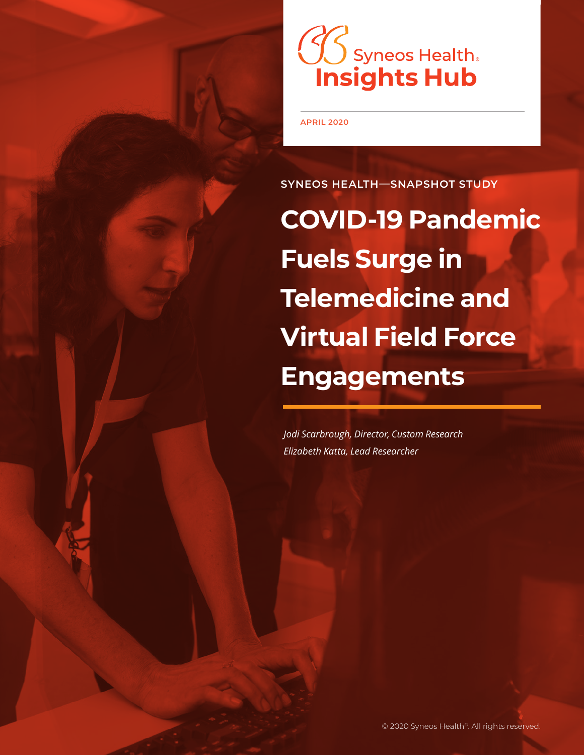Syneos Health®
Insights Hub

APRIL 2020

SYNEOS HEALTH—SNAPSHOT STUDY

# COVID-19 Pandemic Fuels Surge in Telemedicine and Virtual Field Force Engagements

*Jodi Scarbrough, Director, Custom Research*
*Elizabeth Katta, Lead Researcher*

© 2020 Syneos Health®. All rights reserved.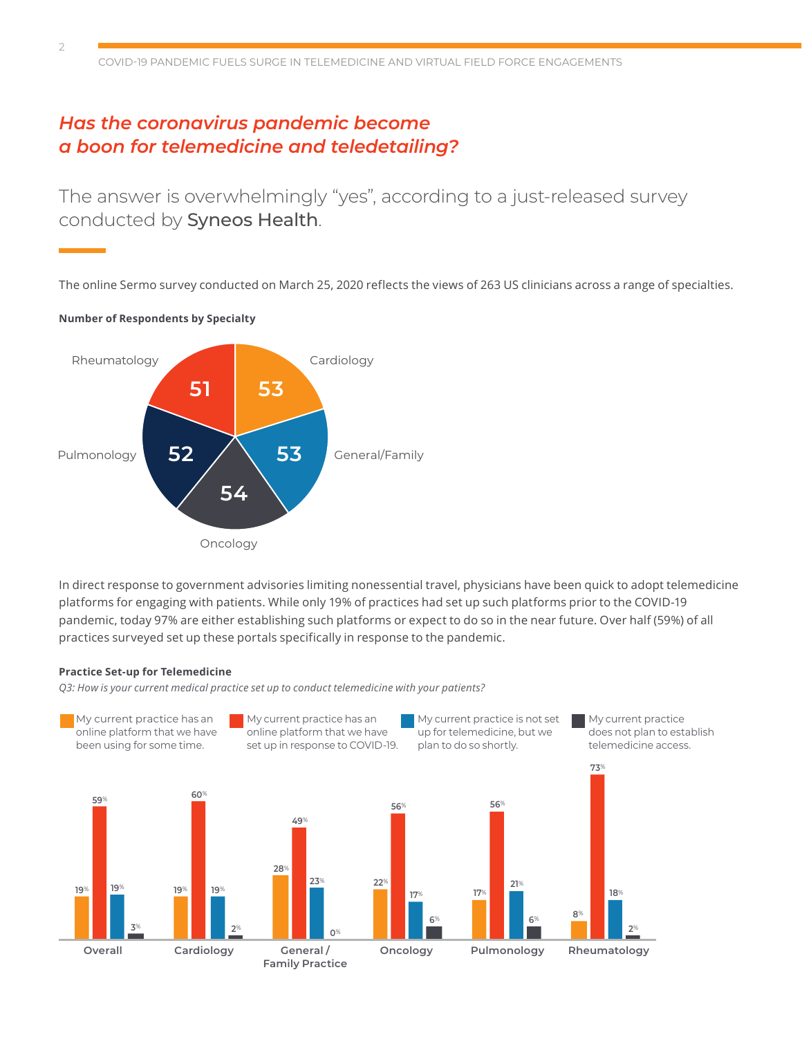## *Has the coronavirus pandemic become a boon for telemedicine and teledetailing?*

The answer is overwhelmingly "yes", according to a just-released survey conducted by Syneos Health.

The online Sermo survey conducted on March 25, 2020 reflects the views of 263 US clinicians across a range of specialties.

**Number of Respondents by Specialty**

| Specialty | Respondents |
|---|---|
| Cardiology | 53 |
| General/Family | 53 |
| Oncology | 54 |
| Pulmonology | 52 |
| Rheumatology | 51 |

In direct response to government advisories limiting nonessential travel, physicians have been quick to adopt telemedicine platforms for engaging with patients. While only 19% of practices had set up such platforms prior to the COVID-19 pandemic, today 97% are either establishing such platforms or expect to do so in the near future. Over half (59%) of all practices surveyed set up these portals specifically in response to the pandemic.

**Practice Set-up for Telemedicine**

*Q3: How is your current medical practice set up to conduct telemedicine with your patients?*

| | My current practice has an online platform that we have been using for some time. | My current practice has an online platform that we have set up in response to COVID-19. | My current practice is not set up for telemedicine, but we plan to do so shortly. | My current practice does not plan to establish telemedicine access. |
|---|---|---|---|---|
| Overall | 19% | 59% | 19% | 3% |
| Cardiology | 19% | 60% | 19% | 2% |
| General / Family Practice | 28% | 49% | 23% | 0% |
| Oncology | 22% | 56% | 17% | 6% |
| Pulmonology | 17% | 56% | 21% | 6% |
| Rheumatology | 8% | 73% | 18% | 2% |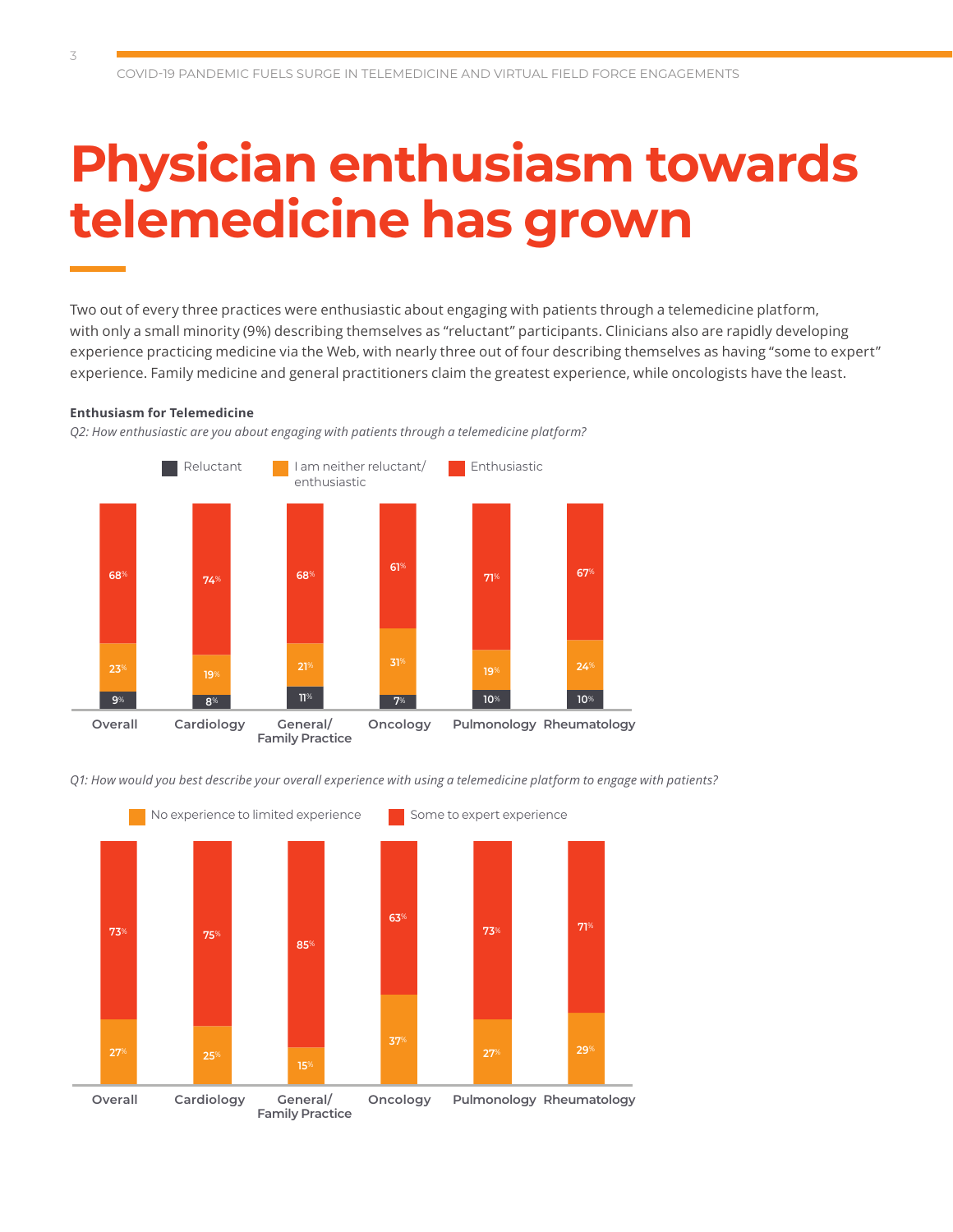# Physician enthusiasm towards telemedicine has grown

Two out of every three practices were enthusiastic about engaging with patients through a telemedicine platform, with only a small minority (9%) describing themselves as "reluctant" participants. Clinicians also are rapidly developing experience practicing medicine via the Web, with nearly three out of four describing themselves as having "some to expert" experience. Family medicine and general practitioners claim the greatest experience, while oncologists have the least.

**Enthusiasm for Telemedicine**

*Q2: How enthusiastic are you about engaging with patients through a telemedicine platform?*

| | Reluctant | I am neither reluctant/ enthusiastic | Enthusiastic |
|---|---|---|---|
| Overall | 9% | 23% | 68% |
| Cardiology | 8% | 19% | 74% |
| General/ Family Practice | 11% | 21% | 68% |
| Oncology | 7% | 31% | 61% |
| Pulmonology | 10% | 19% | 71% |
| Rheumatology | 10% | 24% | 67% |

*Q1: How would you best describe your overall experience with using a telemedicine platform to engage with patients?*

| | No experience to limited experience | Some to expert experience |
|---|---|---|
| Overall | 27% | 73% |
| Cardiology | 25% | 75% |
| General/ Family Practice | 15% | 85% |
| Oncology | 37% | 63% |
| Pulmonology | 27% | 73% |
| Rheumatology | 29% | 71% |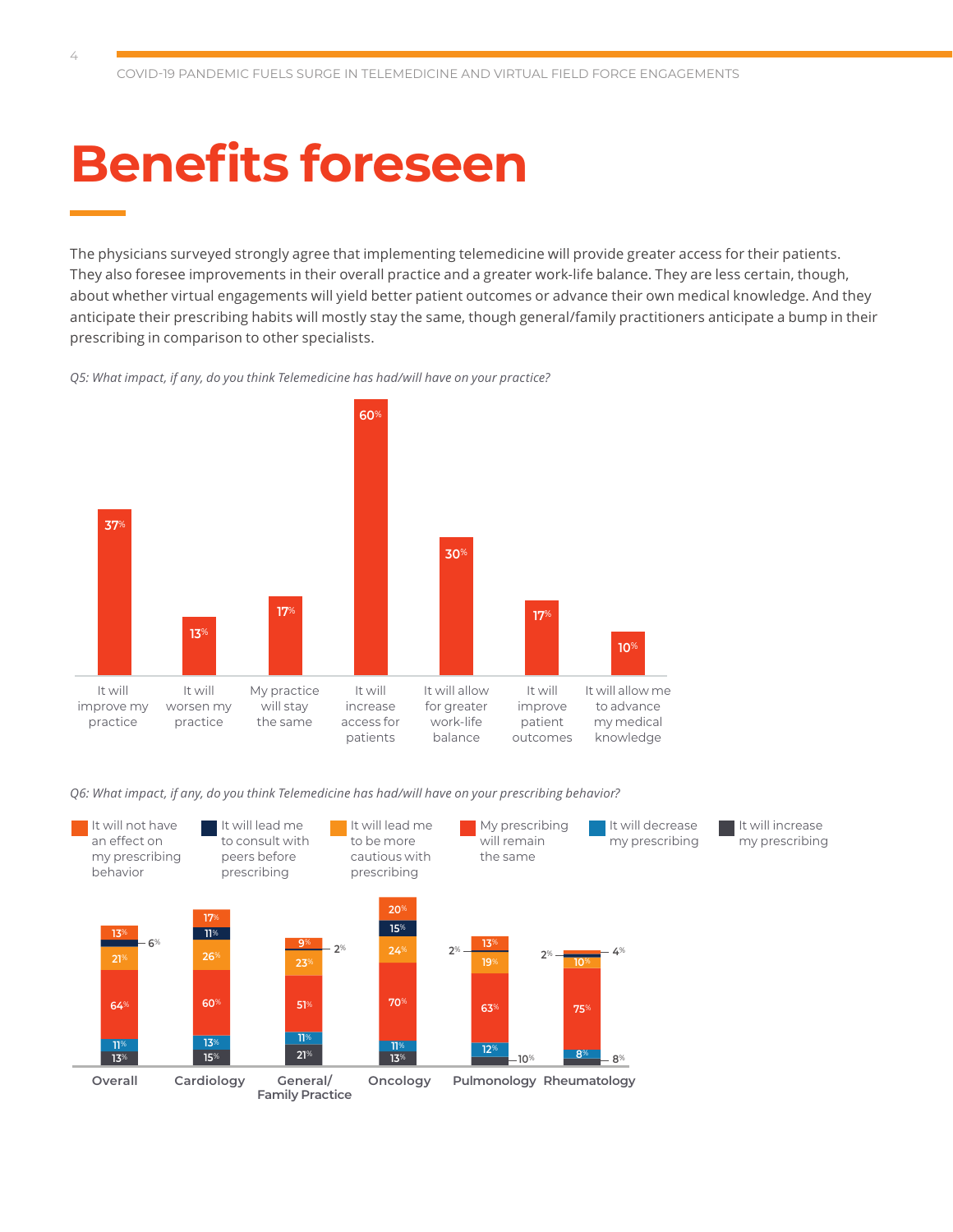# Benefits foreseen

The physicians surveyed strongly agree that implementing telemedicine will provide greater access for their patients. They also foresee improvements in their overall practice and a greater work-life balance. They are less certain, though, about whether virtual engagements will yield better patient outcomes or advance their own medical knowledge. And they anticipate their prescribing habits will mostly stay the same, though general/family practitioners anticipate a bump in their prescribing in comparison to other specialists.

*Q5: What impact, if any, do you think Telemedicine has had/will have on your practice?*

| Response | % |
|---|---|
| It will improve my practice | 37% |
| It will worsen my practice | 13% |
| My practice will stay the same | 17% |
| It will increase access for patients | 60% |
| It will allow for greater work-life balance | 30% |
| It will improve patient outcomes | 17% |
| It will allow me to advance my medical knowledge | 10% |

*Q6: What impact, if any, do you think Telemedicine has had/will have on your prescribing behavior?*

| Response | Overall | Cardiology | General/ Family Practice | Oncology | Pulmonology | Rheumatology |
|---|---|---|---|---|---|---|
| It will not have an effect on my prescribing behavior | 13% | 17% | 9% | 20% | 13% | 4% |
| It will lead me to consult with peers before prescribing | 6% | 11% | 2% | 15% | 2% | 2% |
| It will lead me to be more cautious with prescribing | 21% | 26% | 23% | 24% | 19% | 10% |
| My prescribing will remain the same | 64% | 60% | 51% | 70% | 63% | 75% |
| It will decrease my prescribing | 11% | 13% | 11% | 11% | 12% | 8% |
| It will increase my prescribing | 13% | 15% | 21% | 13% | 10% | 8% |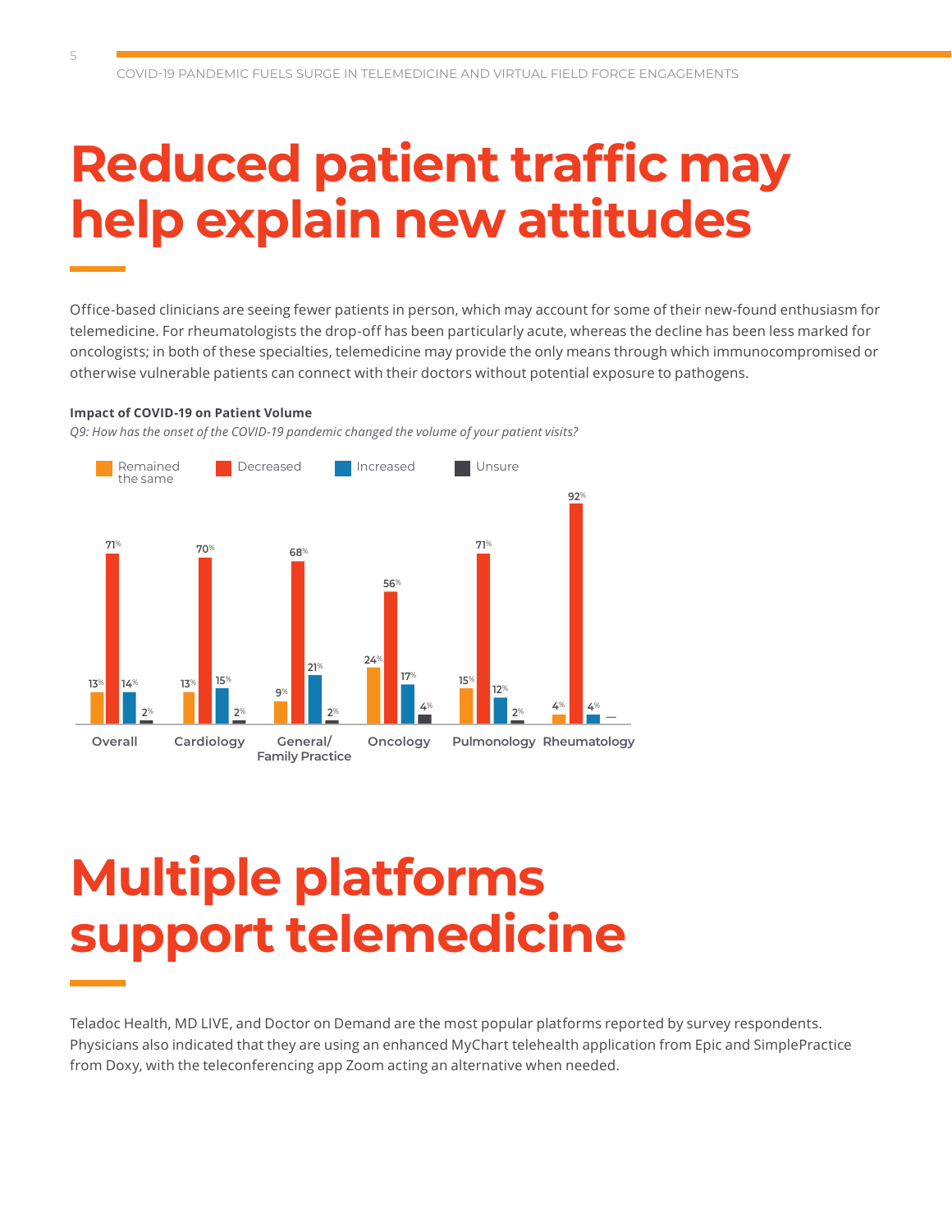# Reduced patient traffic may help explain new attitudes

Office-based clinicians are seeing fewer patients in person, which may account for some of their new-found enthusiasm for telemedicine. For rheumatologists the drop-off has been particularly acute, whereas the decline has been less marked for oncologists; in both of these specialties, telemedicine may provide the only means through which immunocompromised or otherwise vulnerable patients can connect with their doctors without potential exposure to pathogens.

**Impact of COVID-19 on Patient Volume**

*Q9: How has the onset of the COVID-19 pandemic changed the volume of your patient visits?*

| | Remained the same | Decreased | Increased | Unsure |
|---|---|---|---|---|
| Overall | 13% | 71% | 14% | 2% |
| Cardiology | 13% | 70% | 15% | 2% |
| General/ Family Practice | 9% | 68% | 21% | 2% |
| Oncology | 24% | 56% | 17% | 4% |
| Pulmonology | 15% | 71% | 12% | 2% |
| Rheumatology | 4% | 92% | 4% | — |

# Multiple platforms support telemedicine

Teladoc Health, MD LIVE, and Doctor on Demand are the most popular platforms reported by survey respondents. Physicians also indicated that they are using an enhanced MyChart telehealth application from Epic and SimplePractice from Doxy, with the teleconferencing app Zoom acting an alternative when needed.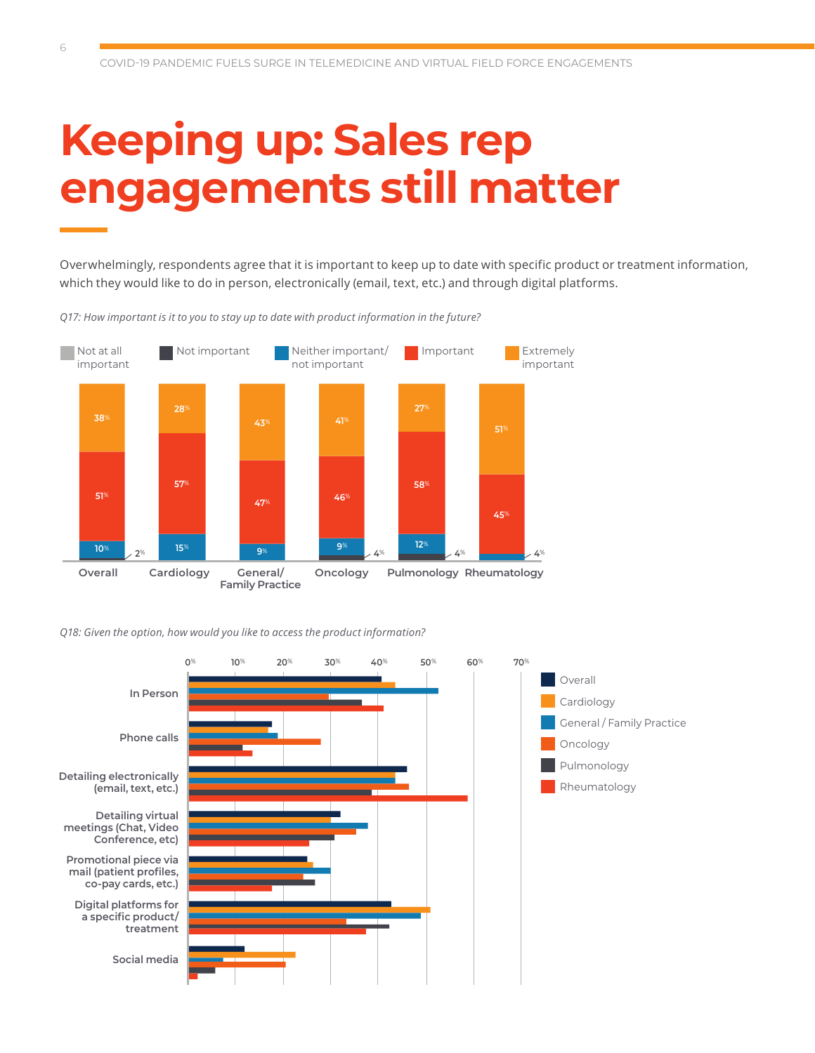# Keeping up: Sales rep engagements still matter

Overwhelmingly, respondents agree that it is important to keep up to date with specific product or treatment information, which they would like to do in person, electronically (email, text, etc.) and through digital platforms.

*Q17: How important is it to you to stay up to date with product information in the future?*

| | Overall | Cardiology | General/ Family Practice | Oncology | Pulmonology | Rheumatology |
|---|---|---|---|---|---|---|
| Extremely important | 38% | 28% | 43% | 41% | 27% | 51% |
| Important | 51% | 57% | 47% | 46% | 58% | 45% |
| Neither important/ not important | 10% | 15% | 9% | 9% | 12% | 4% |
| Not important / Not at all important | 2% | | | 4% | 4% | |

*Q18: Given the option, how would you like to access the product information?*

Categories: In Person; Phone calls; Detailing electronically (email, text, etc.); Detailing virtual meetings (Chat, Video Conference, etc); Promotional piece via mail (patient profiles, co-pay cards, etc.); Digital platforms for a specific product/ treatment; Social media

Legend: Overall; Cardiology; General / Family Practice; Oncology; Pulmonology; Rheumatology

Axis: 0%, 10%, 20%, 30%, 40%, 50%, 60%, 70%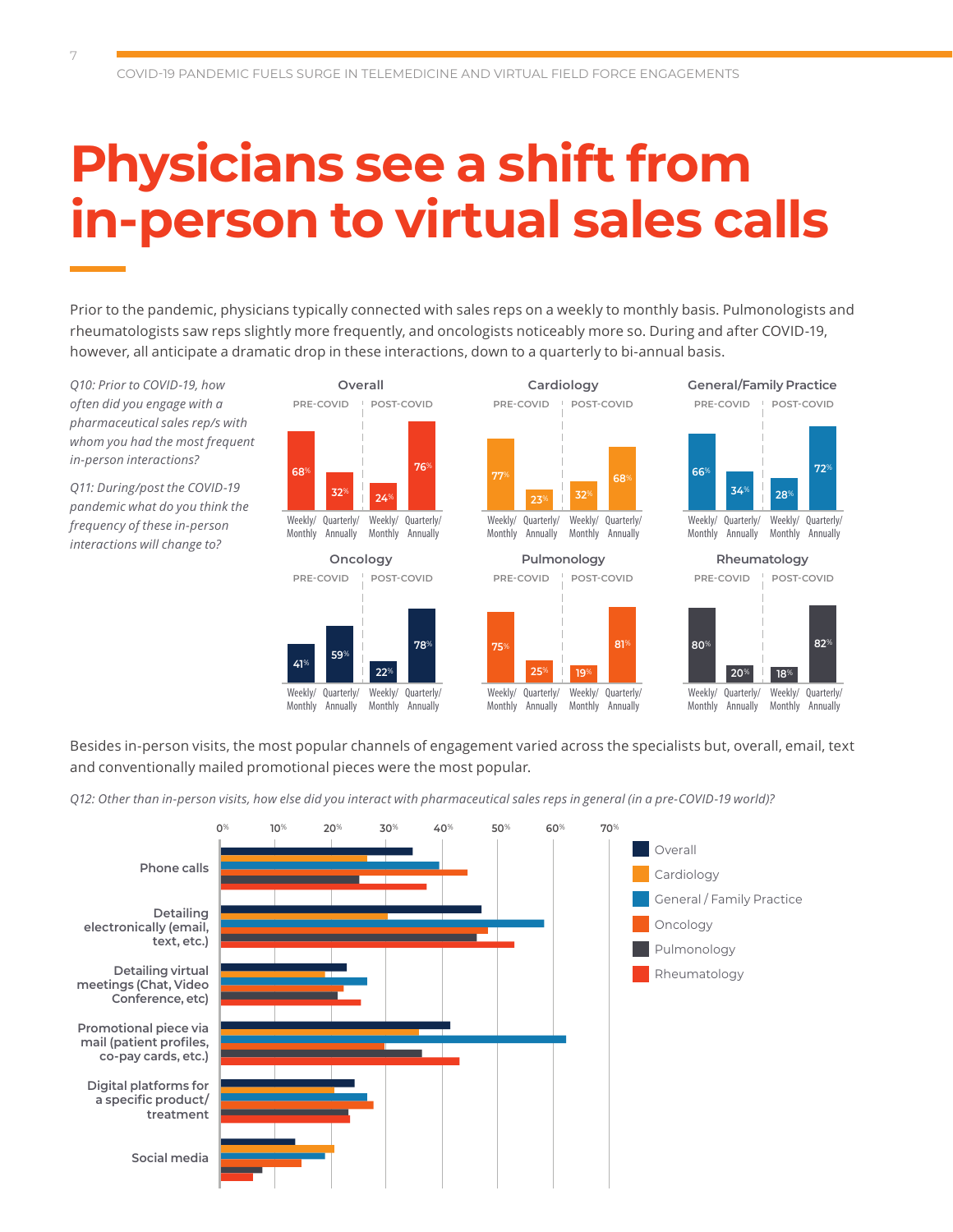# Physicians see a shift from in-person to virtual sales calls

Prior to the pandemic, physicians typically connected with sales reps on a weekly to monthly basis. Pulmonologists and rheumatologists saw reps slightly more frequently, and oncologists noticeably more so. During and after COVID-19, however, all anticipate a dramatic drop in these interactions, down to a quarterly to bi-annual basis.

*Q10: Prior to COVID-19, how often did you engage with a pharmaceutical sales rep/s with whom you had the most frequent in-person interactions?*

*Q11: During/post the COVID-19 pandemic what do you think the frequency of these in-person interactions will change to?*

| Specialty | PRE-COVID Weekly/Monthly | PRE-COVID Quarterly/Annually | POST-COVID Weekly/Monthly | POST-COVID Quarterly/Annually |
|---|---|---|---|---|
| Overall | 68% | 32% | 24% | 76% |
| Cardiology | 77% | 23% | 32% | 68% |
| General/Family Practice | 66% | 34% | 28% | 72% |
| Oncology | 41% | 59% | 22% | 78% |
| Pulmonology | 75% | 25% | 19% | 81% |
| Rheumatology | 80% | 20% | 18% | 82% |

Besides in-person visits, the most popular channels of engagement varied across the specialists but, overall, email, text and conventionally mailed promotional pieces were the most popular.

*Q12: Other than in-person visits, how else did you interact with pharmaceutical sales reps in general (in a pre-COVID-19 world)?*

Chart categories: Phone calls; Detailing electronically (email, text, etc.); Detailing virtual meetings (Chat, Video Conference, etc); Promotional piece via mail (patient profiles, co-pay cards, etc.); Digital platforms for a specific product/treatment; Social media

Legend: Overall; Cardiology; General / Family Practice; Oncology; Pulmonology; Rheumatology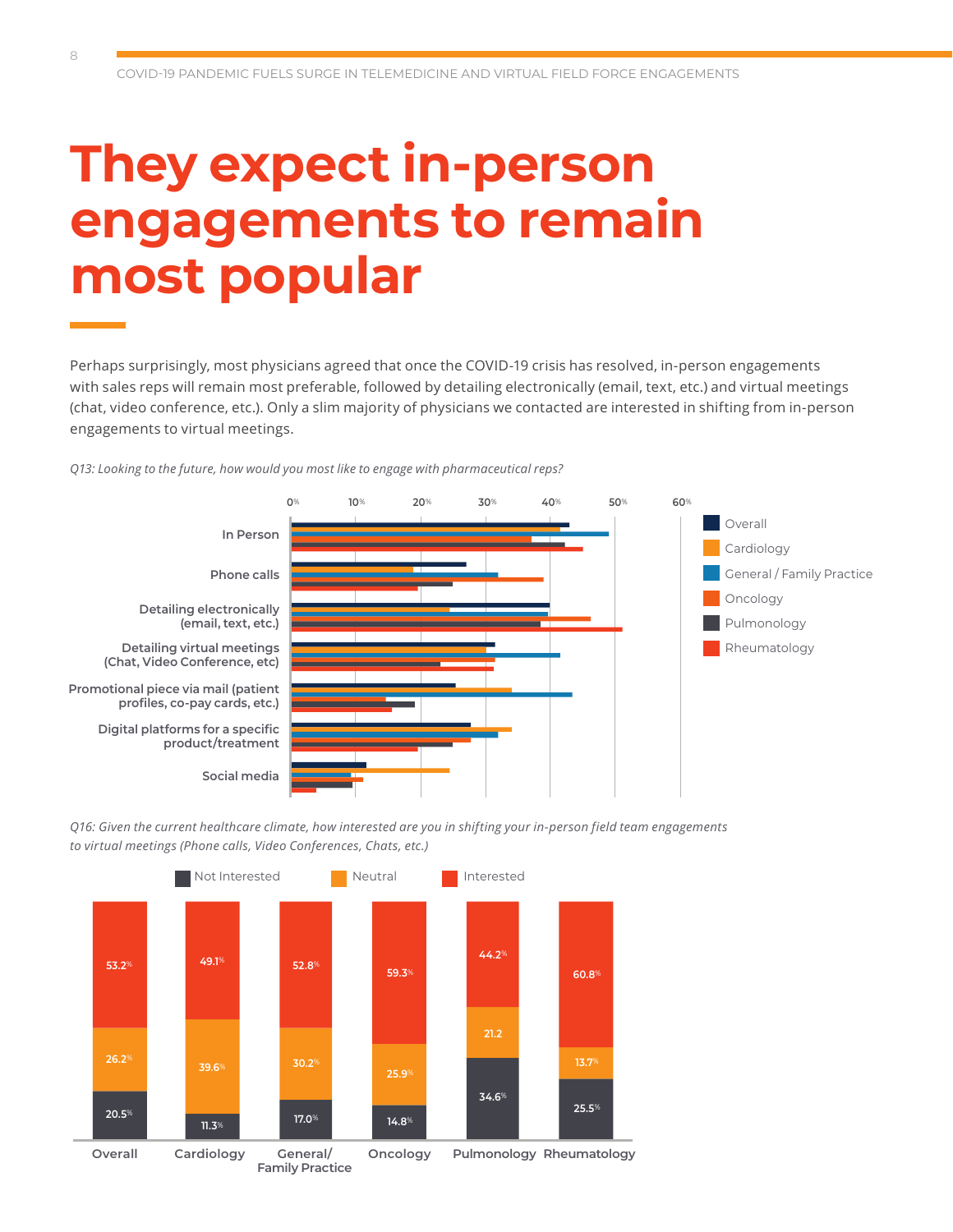# They expect in-person engagements to remain most popular

Perhaps surprisingly, most physicians agreed that once the COVID-19 crisis has resolved, in-person engagements with sales reps will remain most preferable, followed by detailing electronically (email, text, etc.) and virtual meetings (chat, video conference, etc.). Only a slim majority of physicians we contacted are interested in shifting from in-person engagements to virtual meetings.

*Q13: Looking to the future, how would you most like to engage with pharmaceutical reps?*

*Q16: Given the current healthcare climate, how interested are you in shifting your in-person field team engagements to virtual meetings (Phone calls, Video Conferences, Chats, etc.)*

| | Not Interested | Neutral | Interested |
|---|---|---|---|
| Overall | 20.5% | 26.2% | 53.2% |
| Cardiology | 11.3% | 39.6% | 49.1% |
| General/ Family Practice | 17.0% | 30.2% | 52.8% |
| Oncology | 14.8% | 25.9% | 59.3% |
| Pulmonology | 34.6% | 21.2 | 44.2% |
| Rheumatology | 25.5% | 13.7% | 60.8% |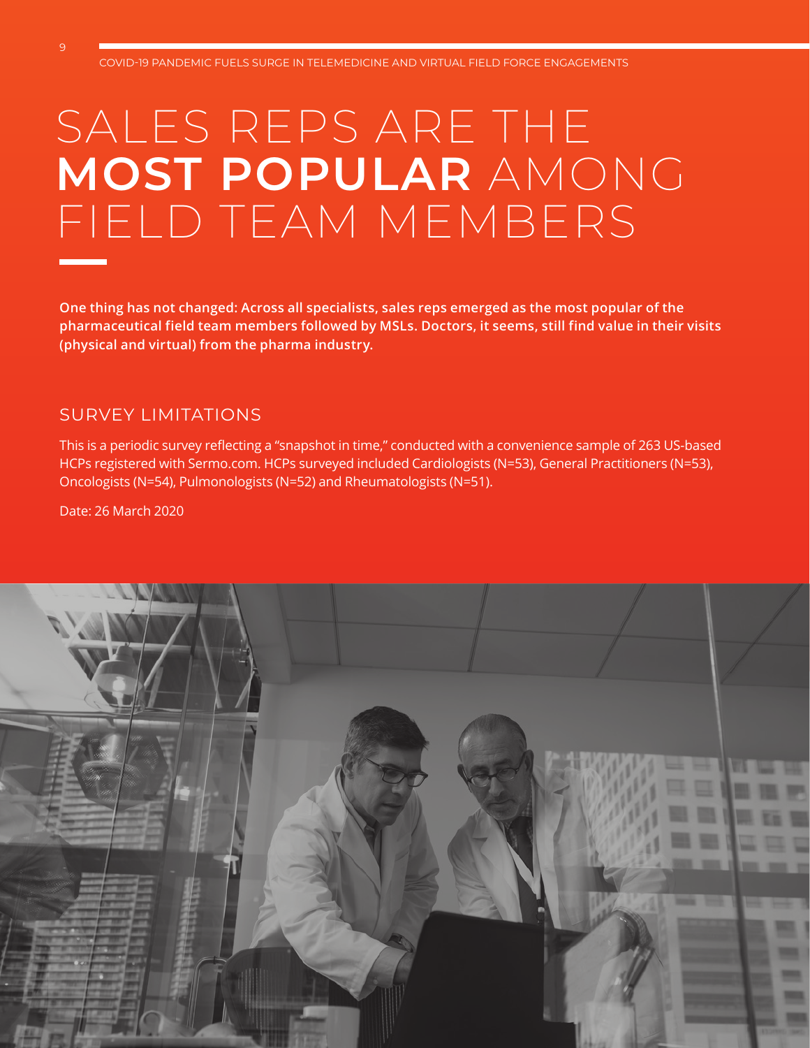# SALES REPS ARE THE **MOST POPULAR** AMONG FIELD TEAM MEMBERS

**One thing has not changed: Across all specialists, sales reps emerged as the most popular of the pharmaceutical field team members followed by MSLs. Doctors, it seems, still find value in their visits (physical and virtual) from the pharma industry.**

## SURVEY LIMITATIONS

This is a periodic survey reflecting a "snapshot in time," conducted with a convenience sample of 263 US-based HCPs registered with Sermo.com. HCPs surveyed included Cardiologists (N=53), General Practitioners (N=53), Oncologists (N=54), Pulmonologists (N=52) and Rheumatologists (N=51).

Date: 26 March 2020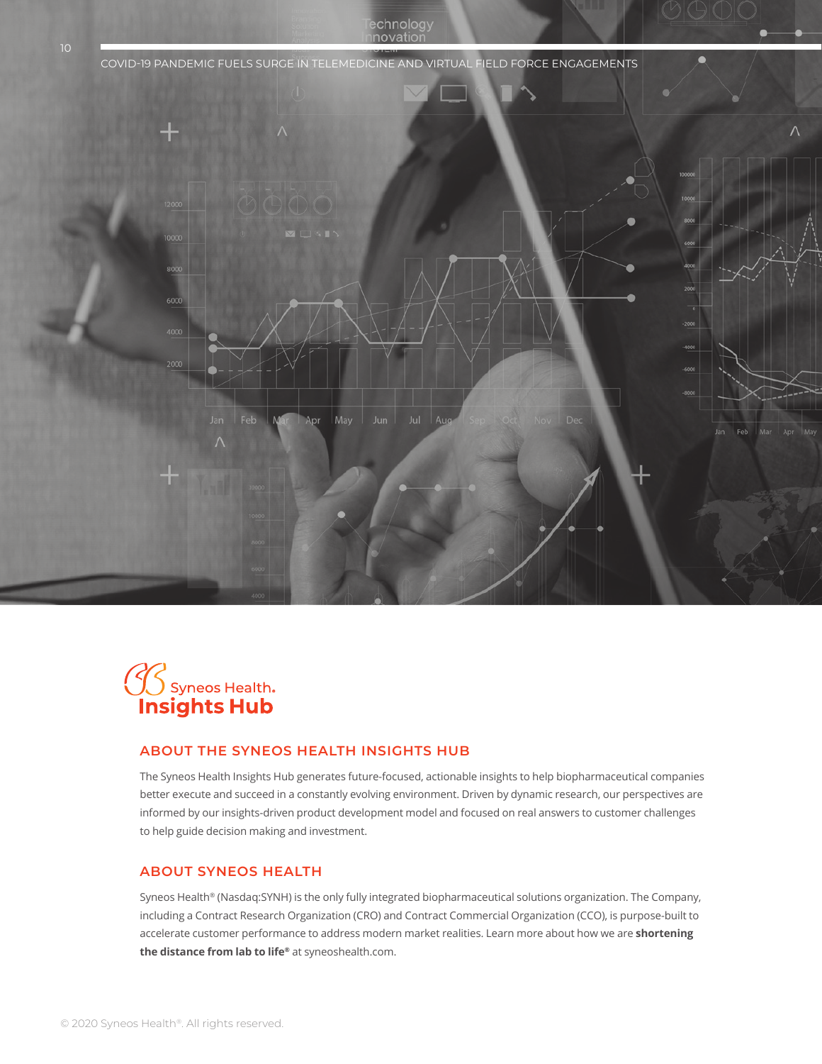Syneos Health.
Insights Hub

## ABOUT THE SYNEOS HEALTH INSIGHTS HUB

The Syneos Health Insights Hub generates future-focused, actionable insights to help biopharmaceutical companies better execute and succeed in a constantly evolving environment. Driven by dynamic research, our perspectives are informed by our insights-driven product development model and focused on real answers to customer challenges to help guide decision making and investment.

## ABOUT SYNEOS HEALTH

Syneos Health® (Nasdaq:SYNH) is the only fully integrated biopharmaceutical solutions organization. The Company, including a Contract Research Organization (CRO) and Contract Commercial Organization (CCO), is purpose-built to accelerate customer performance to address modern market realities. Learn more about how we are **shortening the distance from lab to life®** at syneoshealth.com.

© 2020 Syneos Health®. All rights reserved.